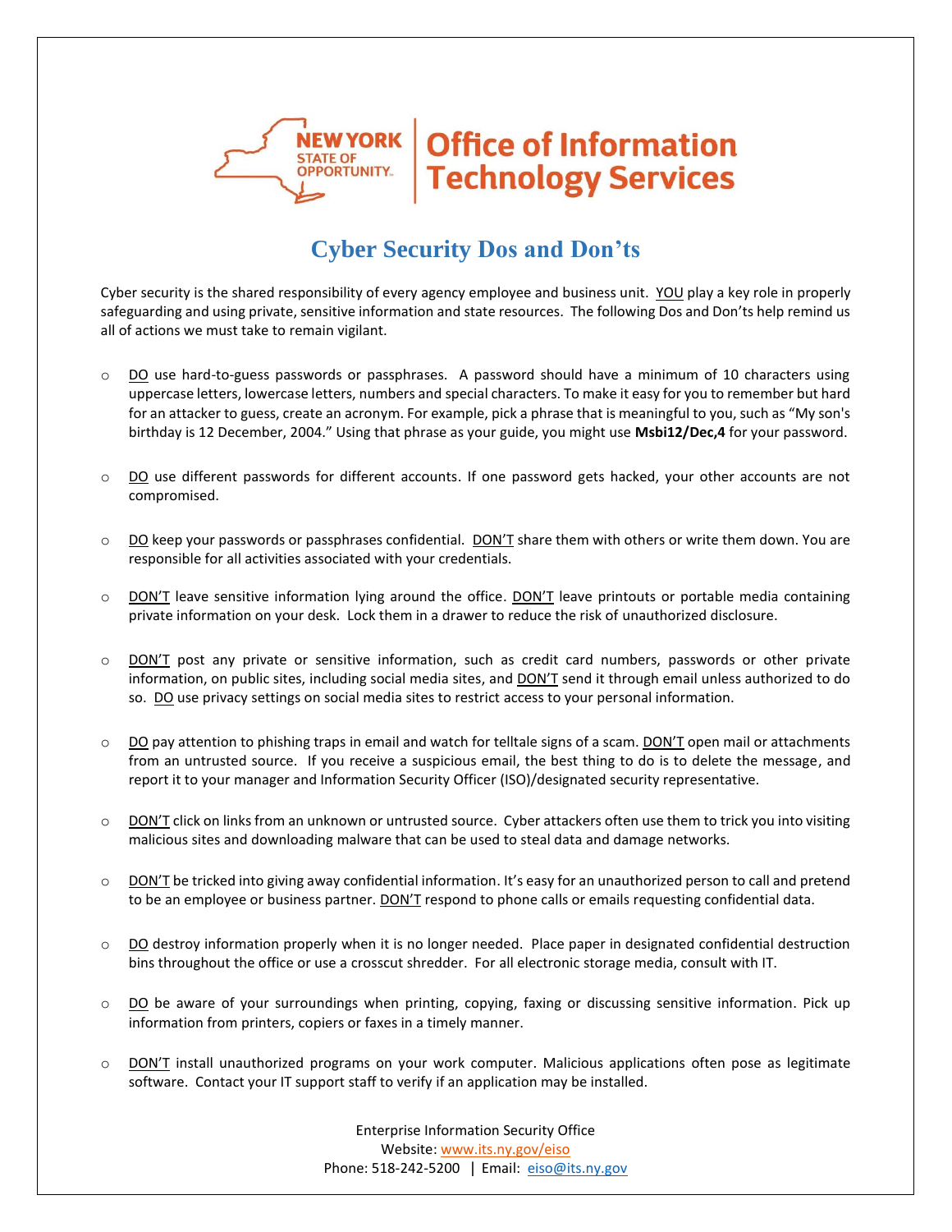NEW YORK STATE OF OPPORTUNITY. | Office of Information Technology Services

# Cyber Security Dos and Don'ts

Cyber security is the shared responsibility of every agency employee and business unit. YOU play a key role in properly safeguarding and using private, sensitive information and state resources. The following Dos and Don'ts help remind us all of actions we must take to remain vigilant.

- DO use hard-to-guess passwords or passphrases. A password should have a minimum of 10 characters using uppercase letters, lowercase letters, numbers and special characters. To make it easy for you to remember but hard for an attacker to guess, create an acronym. For example, pick a phrase that is meaningful to you, such as "My son's birthday is 12 December, 2004." Using that phrase as your guide, you might use **Msbi12/Dec,4** for your password.

- DO use different passwords for different accounts. If one password gets hacked, your other accounts are not compromised.

- DO keep your passwords or passphrases confidential. DON'T share them with others or write them down. You are responsible for all activities associated with your credentials.

- DON'T leave sensitive information lying around the office. DON'T leave printouts or portable media containing private information on your desk. Lock them in a drawer to reduce the risk of unauthorized disclosure.

- DON'T post any private or sensitive information, such as credit card numbers, passwords or other private information, on public sites, including social media sites, and DON'T send it through email unless authorized to do so. DO use privacy settings on social media sites to restrict access to your personal information.

- DO pay attention to phishing traps in email and watch for telltale signs of a scam. DON'T open mail or attachments from an untrusted source. If you receive a suspicious email, the best thing to do is to delete the message, and report it to your manager and Information Security Officer (ISO)/designated security representative.

- DON'T click on links from an unknown or untrusted source. Cyber attackers often use them to trick you into visiting malicious sites and downloading malware that can be used to steal data and damage networks.

- DON'T be tricked into giving away confidential information. It's easy for an unauthorized person to call and pretend to be an employee or business partner. DON'T respond to phone calls or emails requesting confidential data.

- DO destroy information properly when it is no longer needed. Place paper in designated confidential destruction bins throughout the office or use a crosscut shredder. For all electronic storage media, consult with IT.

- DO be aware of your surroundings when printing, copying, faxing or discussing sensitive information. Pick up information from printers, copiers or faxes in a timely manner.

- DON'T install unauthorized programs on your work computer. Malicious applications often pose as legitimate software. Contact your IT support staff to verify if an application may be installed.

Enterprise Information Security Office
Website: www.its.ny.gov/eiso
Phone: 518-242-5200 | Email: eiso@its.ny.gov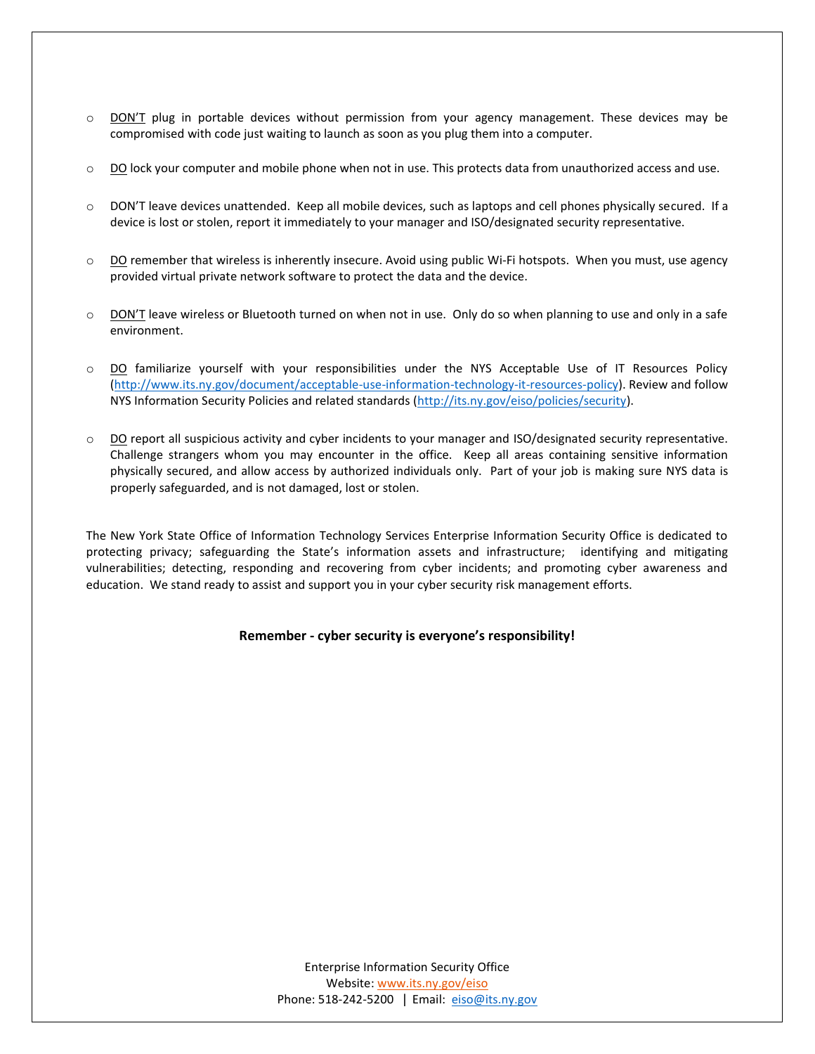- DON'T plug in portable devices without permission from your agency management. These devices may be compromised with code just waiting to launch as soon as you plug them into a computer.

- DO lock your computer and mobile phone when not in use. This protects data from unauthorized access and use.

- DON'T leave devices unattended. Keep all mobile devices, such as laptops and cell phones physically secured. If a device is lost or stolen, report it immediately to your manager and ISO/designated security representative.

- DO remember that wireless is inherently insecure. Avoid using public Wi-Fi hotspots. When you must, use agency provided virtual private network software to protect the data and the device.

- DON'T leave wireless or Bluetooth turned on when not in use. Only do so when planning to use and only in a safe environment.

- DO familiarize yourself with your responsibilities under the NYS Acceptable Use of IT Resources Policy ([http://www.its.ny.gov/document/acceptable-use-information-technology-it-resources-policy](http://www.its.ny.gov/document/acceptable-use-information-technology-it-resources-policy)). Review and follow NYS Information Security Policies and related standards ([http://its.ny.gov/eiso/policies/security](http://its.ny.gov/eiso/policies/security)).

- DO report all suspicious activity and cyber incidents to your manager and ISO/designated security representative. Challenge strangers whom you may encounter in the office. Keep all areas containing sensitive information physically secured, and allow access by authorized individuals only. Part of your job is making sure NYS data is properly safeguarded, and is not damaged, lost or stolen.

The New York State Office of Information Technology Services Enterprise Information Security Office is dedicated to protecting privacy; safeguarding the State's information assets and infrastructure; identifying and mitigating vulnerabilities; detecting, responding and recovering from cyber incidents; and promoting cyber awareness and education. We stand ready to assist and support you in your cyber security risk management efforts.

**Remember - cyber security is everyone's responsibility!**

Enterprise Information Security Office
Website: [www.its.ny.gov/eiso](http://www.its.ny.gov/eiso)
Phone: 518-242-5200 | Email: [eiso@its.ny.gov](mailto:eiso@its.ny.gov)